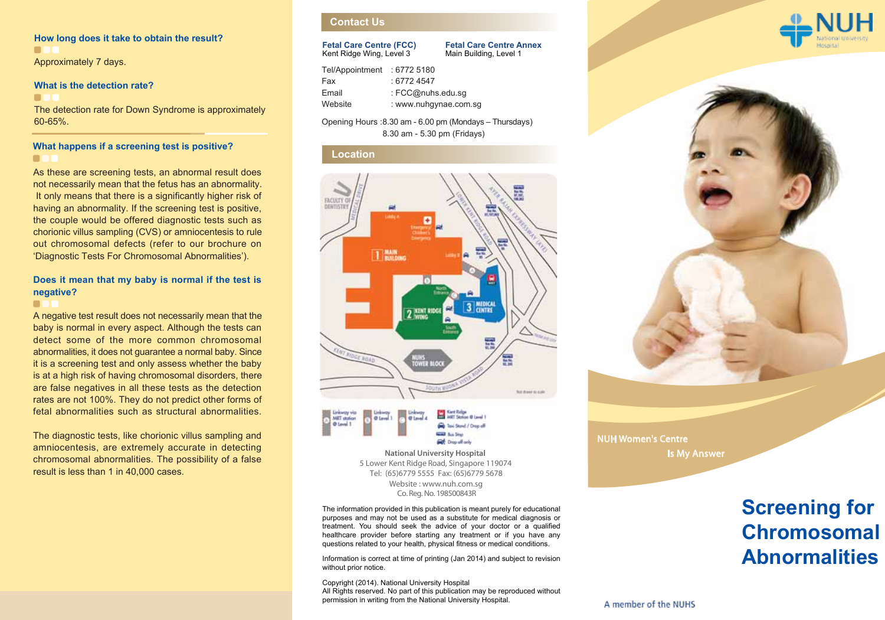### How long does it take to obtain the result?

Approximately 7 days.

### What is the detection rate?

The detection rate for Down Syndrome is approximately 60-65%.

### What happens if a screening test is positive?

As these are screening tests, an abnormal result does not necessarily mean that the fetus has an abnormality. It only means that there is a significantly higher risk of having an abnormality. If the screening test is positive, the couple would be offered diagnostic tests such as chorionic villus sampling (CVS) or amniocentesis to rule out chromosomal defects (refer to our brochure on 'Diagnostic Tests For Chromosomal Abnormalities').

### Does it mean that my baby is normal if the test is negative?

A negative test result does not necessarily mean that the baby is normal in every aspect. Although the tests can detect some of the more common chromosomal abnormalities, it does not guarantee a normal baby. Since it is a screening test and only assess whether the baby is at a high risk of having chromosomal disorders, there are false negatives in all these tests as the detection rates are not 100%. They do not predict other forms of fetal abnormalities such as structural abnormalities.

The diagnostic tests, like chorionic villus sampling and amniocentesis, are extremely accurate in detecting chromosomal abnormalities. The possibility of a false result is less than 1 in 40,000 cases.

## Contact Us

**Fetal Care Centre (FCC)**
Kent Ridge Wing, Level 3

**Fetal Care Centre Annex**
Main Building, Level 1

Tel/Appointment : 6772 5180
Fax : 6772 4547
Email : FCC@nuhs.edu.sg
Website : www.nuhgynae.com.sg

Opening Hours : 8.30 am - 6.00 pm (Mondays – Thursdays)
8.30 am - 5.30 pm (Fridays)

## Location

National University Hospital
5 Lower Kent Ridge Road, Singapore 119074
Tel: (65)6779 5555 Fax: (65)6779 5678
Website : www.nuh.com.sg
Co. Reg. No. 198500843R

The information provided in this publication is meant purely for educational purposes and may not be used as a substitute for medical diagnosis or treatment. You should seek the advice of your doctor or a qualified healthcare provider before starting any treatment or if you have any questions related to your health, physical fitness or medical conditions.

Information is correct at time of printing (Jan 2014) and subject to revision without prior notice.

Copyright (2014). National University Hospital
All Rights reserved. No part of this publication may be reproduced without permission in writing from the National University Hospital.

NUH National University Hospital

NUH Women's Centre
Is My Answer

# Screening for Chromosomal Abnormalities

A member of the NUHS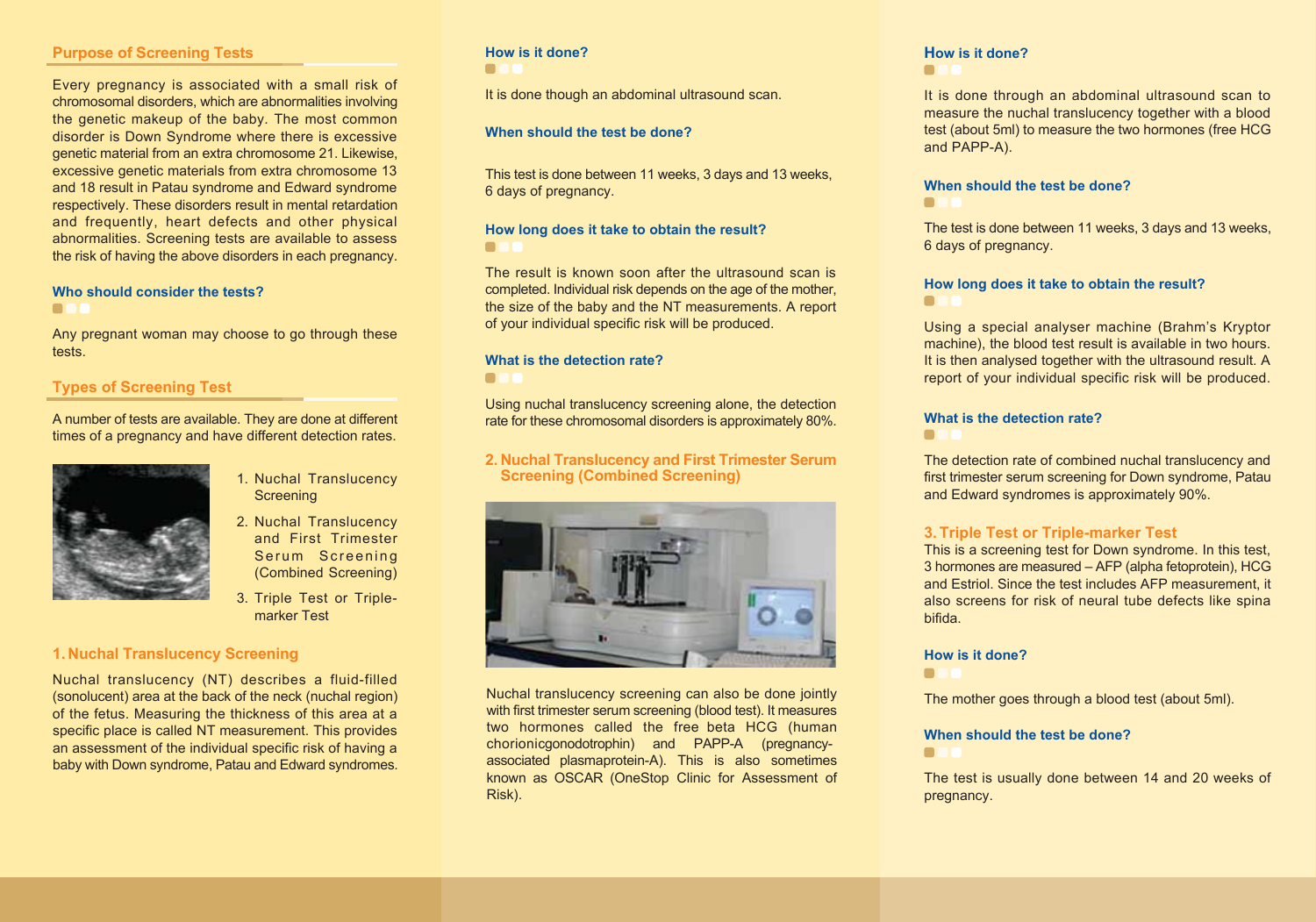## Purpose of Screening Tests

Every pregnancy is associated with a small risk of chromosomal disorders, which are abnormalities involving the genetic makeup of the baby. The most common disorder is Down Syndrome where there is excessive genetic material from an extra chromosome 21. Likewise, excessive genetic materials from extra chromosome 13 and 18 result in Patau syndrome and Edward syndrome respectively. These disorders result in mental retardation and frequently, heart defects and other physical abnormalities. Screening tests are available to assess the risk of having the above disorders in each pregnancy.

### Who should consider the tests?

Any pregnant woman may choose to go through these tests.

## Types of Screening Test

A number of tests are available. They are done at different times of a pregnancy and have different detection rates.

1. Nuchal Translucency Screening
2. Nuchal Translucency and First Trimester Serum Screening (Combined Screening)
3. Triple Test or Triple-marker Test

## 1. Nuchal Translucency Screening

Nuchal translucency (NT) describes a fluid-filled (sonolucent) area at the back of the neck (nuchal region) of the fetus. Measuring the thickness of this area at a specific place is called NT measurement. This provides an assessment of the individual specific risk of having a baby with Down syndrome, Patau and Edward syndromes.

### How is it done?

It is done though an abdominal ultrasound scan.

### When should the test be done?

This test is done between 11 weeks, 3 days and 13 weeks, 6 days of pregnancy.

### How long does it take to obtain the result?

The result is known soon after the ultrasound scan is completed. Individual risk depends on the age of the mother, the size of the baby and the NT measurements. A report of your individual specific risk will be produced.

### What is the detection rate?

Using nuchal translucency screening alone, the detection rate for these chromosomal disorders is approximately 80%.

## 2. Nuchal Translucency and First Trimester Serum Screening (Combined Screening)

Nuchal translucency screening can also be done jointly with first trimester serum screening (blood test). It measures two hormones called the free beta HCG (human chorionicgonodotrophin) and PAPP-A (pregnancy-associated plasmaprotein-A). This is also sometimes known as OSCAR (OneStop Clinic for Assessment of Risk).

### How is it done?

It is done through an abdominal ultrasound scan to measure the nuchal translucency together with a blood test (about 5ml) to measure the two hormones (free HCG and PAPP-A).

### When should the test be done?

The test is done between 11 weeks, 3 days and 13 weeks, 6 days of pregnancy.

### How long does it take to obtain the result?

Using a special analyser machine (Brahm's Kryptor machine), the blood test result is available in two hours. It is then analysed together with the ultrasound result. A report of your individual specific risk will be produced.

### What is the detection rate?

The detection rate of combined nuchal translucency and first trimester serum screening for Down syndrome, Patau and Edward syndromes is approximately 90%.

## 3. Triple Test or Triple-marker Test

This is a screening test for Down syndrome. In this test, 3 hormones are measured – AFP (alpha fetoprotein), HCG and Estriol. Since the test includes AFP measurement, it also screens for risk of neural tube defects like spina bifida.

### How is it done?

The mother goes through a blood test (about 5ml).

### When should the test be done?

The test is usually done between 14 and 20 weeks of pregnancy.